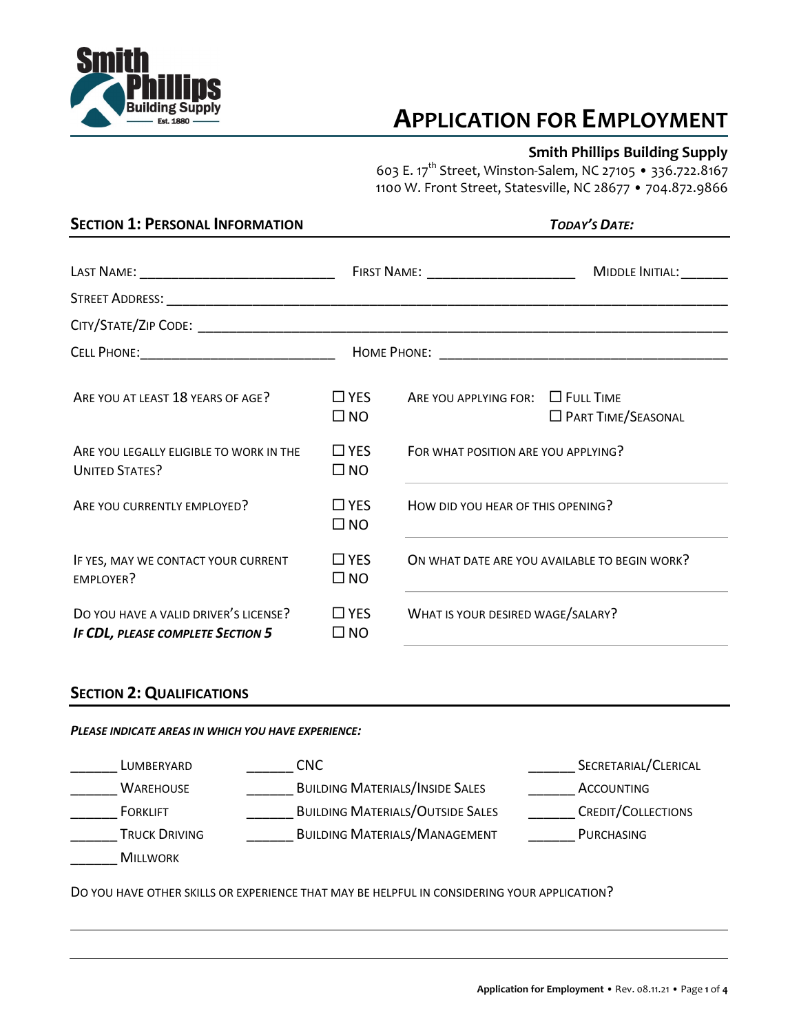Smith Phillips Building Supply Est. 1880

# APPLICATION FOR EMPLOYMENT

**Smith Phillips Building Supply**
603 E. 17th Street, Winston-Salem, NC 27105 • 336.722.8167
1100 W. Front Street, Statesville, NC 28677 • 704.872.9866

## SECTION 1: PERSONAL INFORMATION

***TODAY'S DATE:***

LAST NAME: ___________________________ FIRST NAME: ____________________ MIDDLE INITIAL: ______

STREET ADDRESS: ______________________________________________________________________

CITY/STATE/ZIP CODE: __________________________________________________________________

CELL PHONE: ___________________________ HOME PHONE: ______________________________________

| | | | |
|---|---|---|---|
| ARE YOU AT LEAST 18 YEARS OF AGE? | ☐ YES ☐ NO | ARE YOU APPLYING FOR: | ☐ FULL TIME ☐ PART TIME/SEASONAL |
| ARE YOU LEGALLY ELIGIBLE TO WORK IN THE UNITED STATES? | ☐ YES ☐ NO | FOR WHAT POSITION ARE YOU APPLYING? | |
| ARE YOU CURRENTLY EMPLOYED? | ☐ YES ☐ NO | HOW DID YOU HEAR OF THIS OPENING? | |
| IF YES, MAY WE CONTACT YOUR CURRENT EMPLOYER? | ☐ YES ☐ NO | ON WHAT DATE ARE YOU AVAILABLE TO BEGIN WORK? | |
| DO YOU HAVE A VALID DRIVER'S LICENSE? ***IF CDL, PLEASE COMPLETE SECTION 5*** | ☐ YES ☐ NO | WHAT IS YOUR DESIRED WAGE/SALARY? | |

## SECTION 2: QUALIFICATIONS

***PLEASE INDICATE AREAS IN WHICH YOU HAVE EXPERIENCE:***

| | | |
|---|---|---|
| ______ LUMBERYARD | ______ CNC | ______ SECRETARIAL/CLERICAL |
| ______ WAREHOUSE | ______ BUILDING MATERIALS/INSIDE SALES | ______ ACCOUNTING |
| ______ FORKLIFT | ______ BUILDING MATERIALS/OUTSIDE SALES | ______ CREDIT/COLLECTIONS |
| ______ TRUCK DRIVING | ______ BUILDING MATERIALS/MANAGEMENT | ______ PURCHASING |
| ______ MILLWORK | | |

DO YOU HAVE OTHER SKILLS OR EXPERIENCE THAT MAY BE HELPFUL IN CONSIDERING YOUR APPLICATION?

______________________________________________________________________

______________________________________________________________________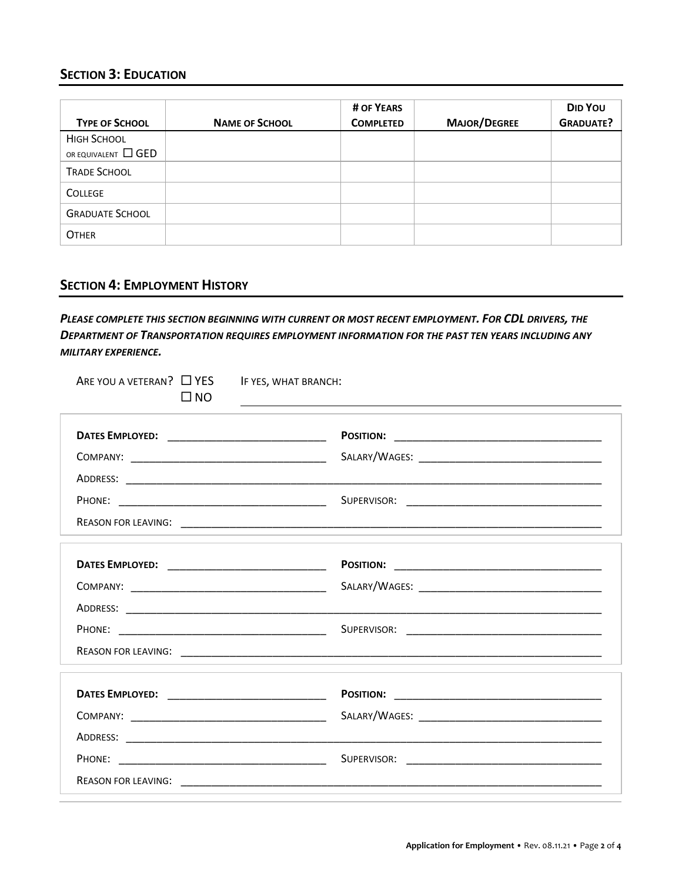## SECTION 3: EDUCATION

| TYPE OF SCHOOL | NAME OF SCHOOL | # OF YEARS COMPLETED | MAJOR/DEGREE | DID YOU GRADUATE? |
|---|---|---|---|---|
| HIGH SCHOOL OR EQUIVALENT ☐ GED | | | | |
| TRADE SCHOOL | | | | |
| COLLEGE | | | | |
| GRADUATE SCHOOL | | | | |
| OTHER | | | | |

## SECTION 4: EMPLOYMENT HISTORY

***PLEASE COMPLETE THIS SECTION BEGINNING WITH CURRENT OR MOST RECENT EMPLOYMENT. FOR CDL DRIVERS, THE DEPARTMENT OF TRANSPORTATION REQUIRES EMPLOYMENT INFORMATION FOR THE PAST TEN YEARS INCLUDING ANY MILITARY EXPERIENCE.***

ARE YOU A VETERAN? ☐ YES ☐ NO IF YES, WHAT BRANCH: ______________________________

**DATES EMPLOYED:** __________________________ **POSITION:** __________________________

COMPANY: __________________________ SALARY/WAGES: __________________________

ADDRESS: ____________________________________________________________

PHONE: __________________________ SUPERVISOR: __________________________

REASON FOR LEAVING: ____________________________________________________________

**DATES EMPLOYED:** __________________________ **POSITION:** __________________________

COMPANY: __________________________ SALARY/WAGES: __________________________

ADDRESS: ____________________________________________________________

PHONE: __________________________ SUPERVISOR: __________________________

REASON FOR LEAVING: ____________________________________________________________

**DATES EMPLOYED:** __________________________ **POSITION:** __________________________

COMPANY: __________________________ SALARY/WAGES: __________________________

ADDRESS: ____________________________________________________________

PHONE: __________________________ SUPERVISOR: __________________________

REASON FOR LEAVING: ____________________________________________________________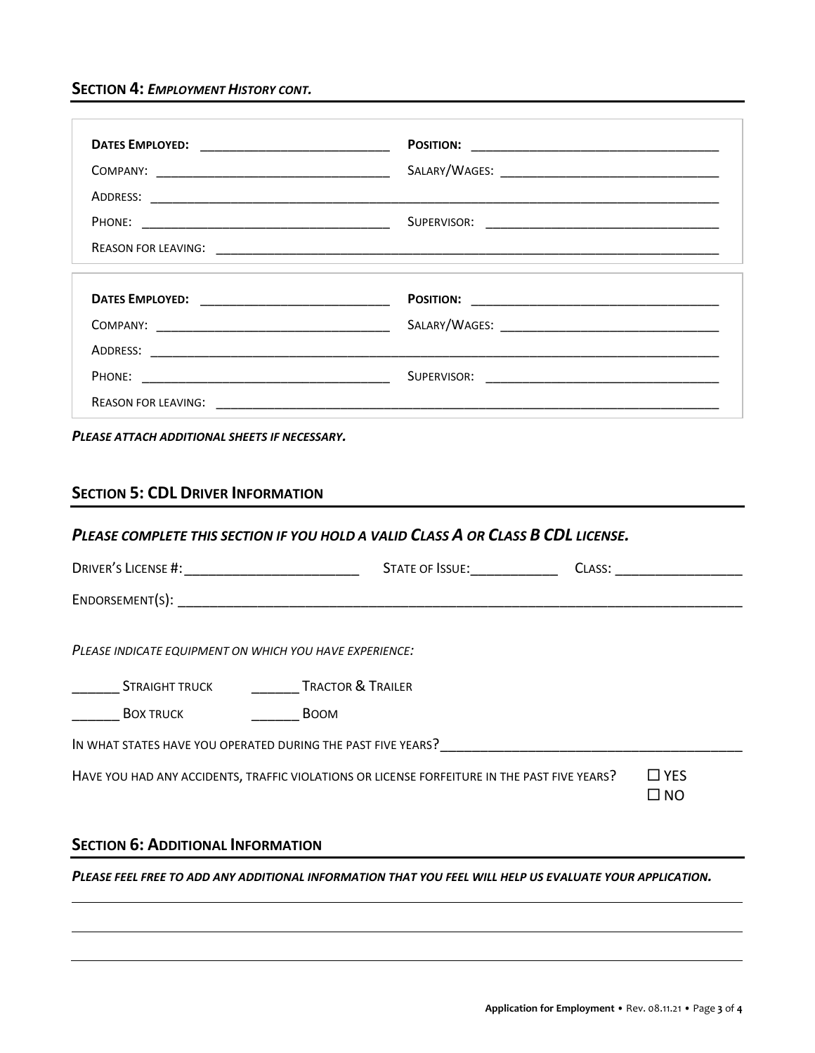## SECTION 4: *EMPLOYMENT HISTORY CONT.*

**DATES EMPLOYED:** ______________________ **POSITION:** ______________________

COMPANY: ______________________ SALARY/WAGES: ______________________

ADDRESS: ______________________________________________

PHONE: ______________________ SUPERVISOR: ______________________

REASON FOR LEAVING: ______________________________________________

---

**DATES EMPLOYED:** ______________________ **POSITION:** ______________________

COMPANY: ______________________ SALARY/WAGES: ______________________

ADDRESS: ______________________________________________

PHONE: ______________________ SUPERVISOR: ______________________

REASON FOR LEAVING: ______________________________________________

***PLEASE ATTACH ADDITIONAL SHEETS IF NECESSARY.***

## SECTION 5: CDL DRIVER INFORMATION

### *PLEASE COMPLETE THIS SECTION IF YOU HOLD A VALID CLASS A OR CLASS B CDL LICENSE.*

DRIVER'S LICENSE #: ______________________ STATE OF ISSUE: ____________ CLASS: ______________

ENDORSEMENT(S): ______________________________________________

*PLEASE INDICATE EQUIPMENT ON WHICH YOU HAVE EXPERIENCE:*

______ STRAIGHT TRUCK ______ TRACTOR & TRAILER

______ BOX TRUCK ______ BOOM

IN WHAT STATES HAVE YOU OPERATED DURING THE PAST FIVE YEARS? ______________________

HAVE YOU HAD ANY ACCIDENTS, TRAFFIC VIOLATIONS OR LICENSE FORFEITURE IN THE PAST FIVE YEARS? ☐ YES ☐ NO

## SECTION 6: ADDITIONAL INFORMATION

***PLEASE FEEL FREE TO ADD ANY ADDITIONAL INFORMATION THAT YOU FEEL WILL HELP US EVALUATE YOUR APPLICATION.***

______________________________________________

______________________________________________

______________________________________________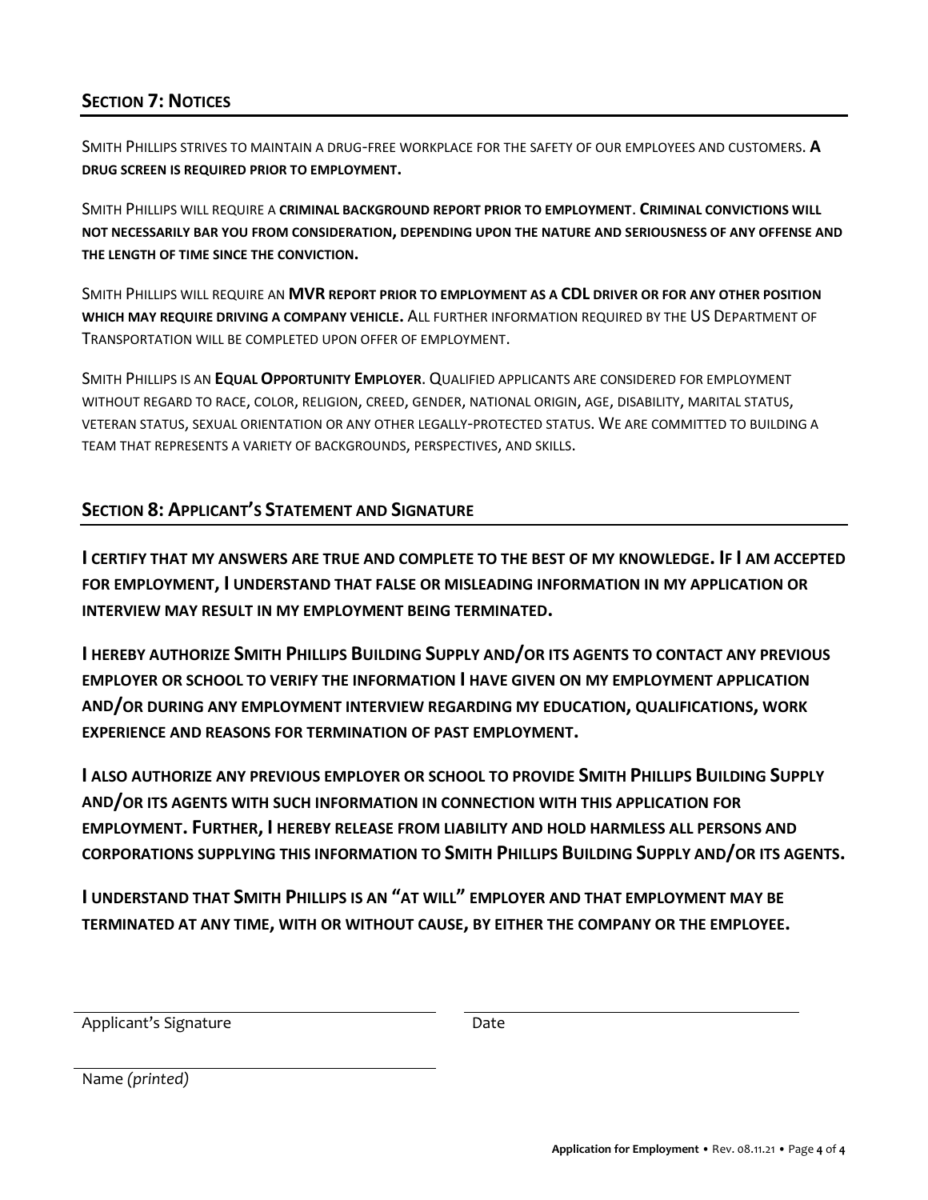## Section 7: Notices

Smith Phillips strives to maintain a drug-free workplace for the safety of our employees and customers. **A drug screen is required prior to employment.**

Smith Phillips will require a **criminal background report prior to employment**. **Criminal convictions will not necessarily bar you from consideration, depending upon the nature and seriousness of any offense and the length of time since the conviction.**

Smith Phillips will require an **MVR report prior to employment as a CDL driver or for any other position which may require driving a company vehicle.** All further information required by the US Department of Transportation will be completed upon offer of employment.

Smith Phillips is an **Equal Opportunity Employer**. Qualified applicants are considered for employment without regard to race, color, religion, creed, gender, national origin, age, disability, marital status, veteran status, sexual orientation or any other legally-protected status. We are committed to building a team that represents a variety of backgrounds, perspectives, and skills.

## Section 8: Applicant's Statement and Signature

**I certify that my answers are true and complete to the best of my knowledge. If I am accepted for employment, I understand that false or misleading information in my application or interview may result in my employment being terminated.**

**I hereby authorize Smith Phillips Building Supply and/or its agents to contact any previous employer or school to verify the information I have given on my employment application and/or during any employment interview regarding my education, qualifications, work experience and reasons for termination of past employment.**

**I also authorize any previous employer or school to provide Smith Phillips Building Supply and/or its agents with such information in connection with this application for employment. Further, I hereby release from liability and hold harmless all persons and corporations supplying this information to Smith Phillips Building Supply and/or its agents.**

**I understand that Smith Phillips is an "at will" employer and that employment may be terminated at any time, with or without cause, by either the company or the employee.**

______________________________ ______________________________

Applicant's Signature Date

______________________________

Name *(printed)*